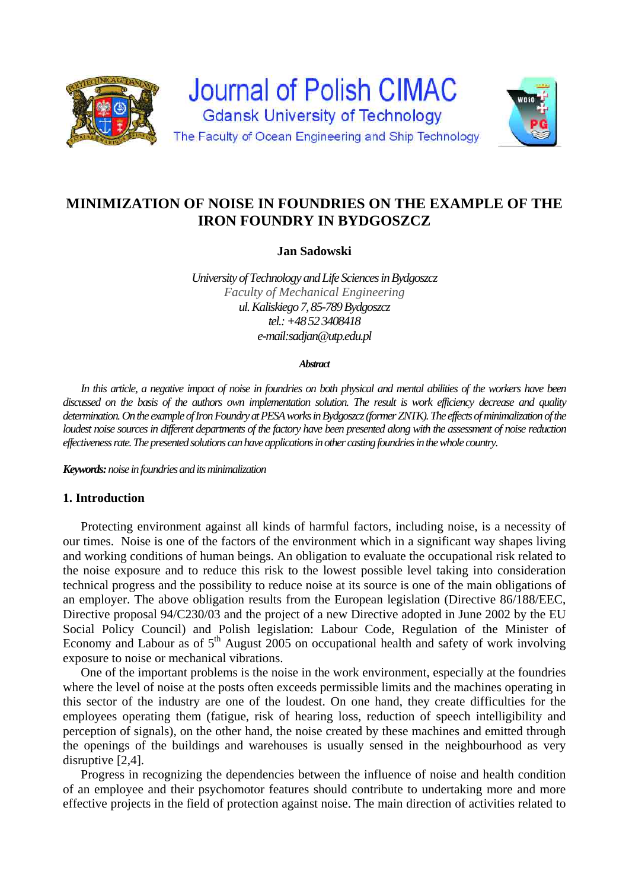# MINIMIZATION OF NOISE IN FOUNDRIES ON THE EXAMPLE OF THE IRON FOUNDRY IN BYDGOSZCZ

**Jan Sadowski**

*University of Technology and Life Sciences in Bydgoszcz*
*Faculty of Mechanical Engineering*
*ul. Kaliskiego 7, 85-789 Bydgoszcz*
*tel.: +48 52 3408418*
*e-mail:sadjan@utp.edu.pl*

***Abstract***

*In this article, a negative impact of noise in foundries on both physical and mental abilities of the workers have been discussed on the basis of the authors own implementation solution. The result is work efficiency decrease and quality determination. On the example of Iron Foundry at PESA works in Bydgoszcz (former ZNTK). The effects of minimalization of the loudest noise sources in different departments of the factory have been presented along with the assessment of noise reduction effectiveness rate. The presented solutions can have applications in other casting foundries in the whole country.*

***Keywords:*** *noise in foundries and its minimalization*

## 1. Introduction

Protecting environment against all kinds of harmful factors, including noise, is a necessity of our times. Noise is one of the factors of the environment which in a significant way shapes living and working conditions of human beings. An obligation to evaluate the occupational risk related to the noise exposure and to reduce this risk to the lowest possible level taking into consideration technical progress and the possibility to reduce noise at its source is one of the main obligations of an employer. The above obligation results from the European legislation (Directive 86/188/EEC, Directive proposal 94/C230/03 and the project of a new Directive adopted in June 2002 by the EU Social Policy Council) and Polish legislation: Labour Code, Regulation of the Minister of Economy and Labour as of 5th August 2005 on occupational health and safety of work involving exposure to noise or mechanical vibrations.

One of the important problems is the noise in the work environment, especially at the foundries where the level of noise at the posts often exceeds permissible limits and the machines operating in this sector of the industry are one of the loudest. On one hand, they create difficulties for the employees operating them (fatigue, risk of hearing loss, reduction of speech intelligibility and perception of signals), on the other hand, the noise created by these machines and emitted through the openings of the buildings and warehouses is usually sensed in the neighbourhood as very disruptive [2,4].

Progress in recognizing the dependencies between the influence of noise and health condition of an employee and their psychomotor features should contribute to undertaking more and more effective projects in the field of protection against noise. The main direction of activities related to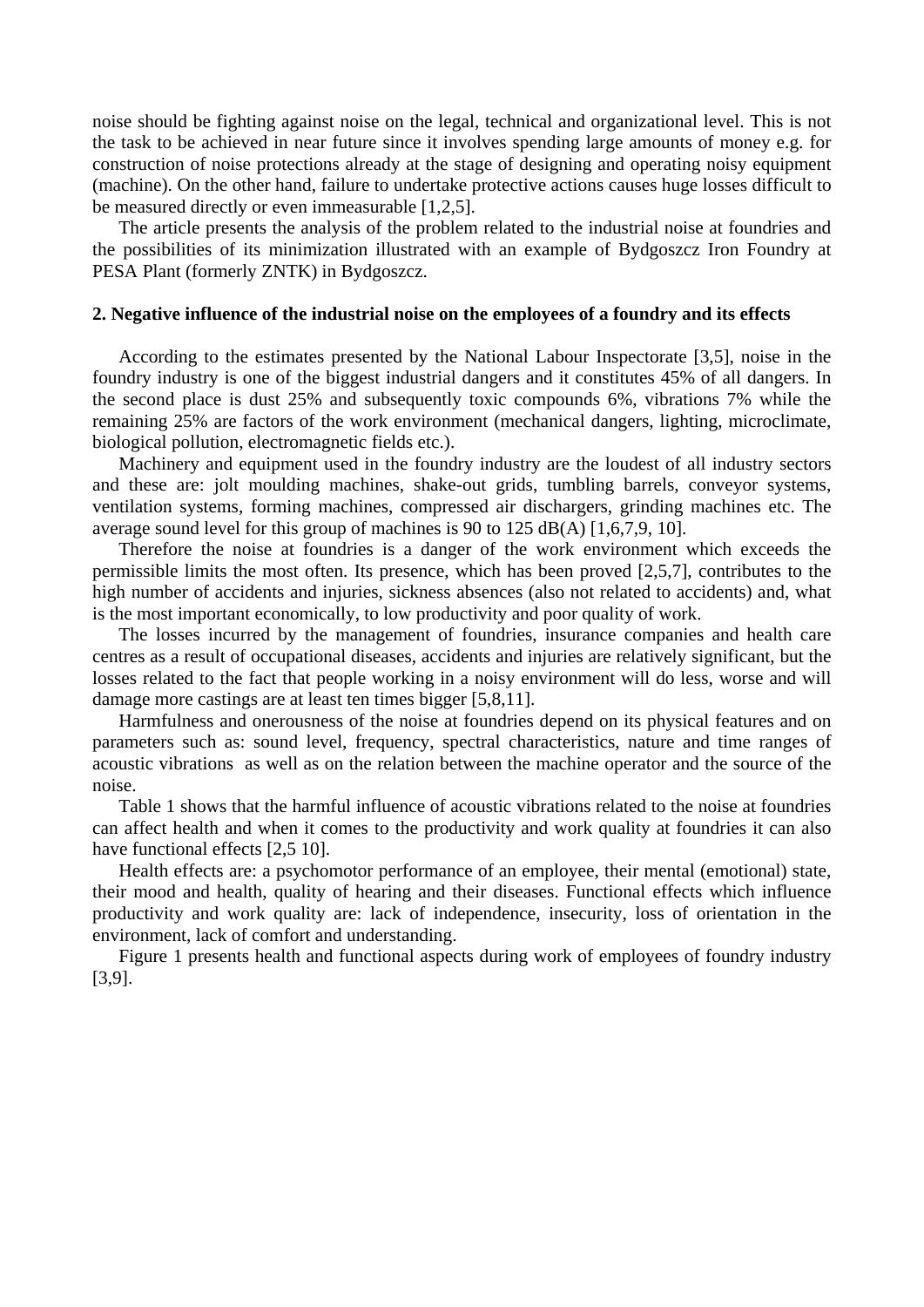noise should be fighting against noise on the legal, technical and organizational level. This is not the task to be achieved in near future since it involves spending large amounts of money e.g. for construction of noise protections already at the stage of designing and operating noisy equipment (machine). On the other hand, failure to undertake protective actions causes huge losses difficult to be measured directly or even immeasurable [1,2,5].

The article presents the analysis of the problem related to the industrial noise at foundries and the possibilities of its minimization illustrated with an example of Bydgoszcz Iron Foundry at PESA Plant (formerly ZNTK) in Bydgoszcz.

## 2. Negative influence of the industrial noise on the employees of a foundry and its effects

According to the estimates presented by the National Labour Inspectorate [3,5], noise in the foundry industry is one of the biggest industrial dangers and it constitutes 45% of all dangers. In the second place is dust 25% and subsequently toxic compounds 6%, vibrations 7% while the remaining 25% are factors of the work environment (mechanical dangers, lighting, microclimate, biological pollution, electromagnetic fields etc.).

Machinery and equipment used in the foundry industry are the loudest of all industry sectors and these are: jolt moulding machines, shake-out grids, tumbling barrels, conveyor systems, ventilation systems, forming machines, compressed air dischargers, grinding machines etc. The average sound level for this group of machines is 90 to 125 dB(A) [1,6,7,9, 10].

Therefore the noise at foundries is a danger of the work environment which exceeds the permissible limits the most often. Its presence, which has been proved [2,5,7], contributes to the high number of accidents and injuries, sickness absences (also not related to accidents) and, what is the most important economically, to low productivity and poor quality of work.

The losses incurred by the management of foundries, insurance companies and health care centres as a result of occupational diseases, accidents and injuries are relatively significant, but the losses related to the fact that people working in a noisy environment will do less, worse and will damage more castings are at least ten times bigger [5,8,11].

Harmfulness and onerousness of the noise at foundries depend on its physical features and on parameters such as: sound level, frequency, spectral characteristics, nature and time ranges of acoustic vibrations as well as on the relation between the machine operator and the source of the noise.

Table 1 shows that the harmful influence of acoustic vibrations related to the noise at foundries can affect health and when it comes to the productivity and work quality at foundries it can also have functional effects [2,5 10].

Health effects are: a psychomotor performance of an employee, their mental (emotional) state, their mood and health, quality of hearing and their diseases. Functional effects which influence productivity and work quality are: lack of independence, insecurity, loss of orientation in the environment, lack of comfort and understanding.

Figure 1 presents health and functional aspects during work of employees of foundry industry [3,9].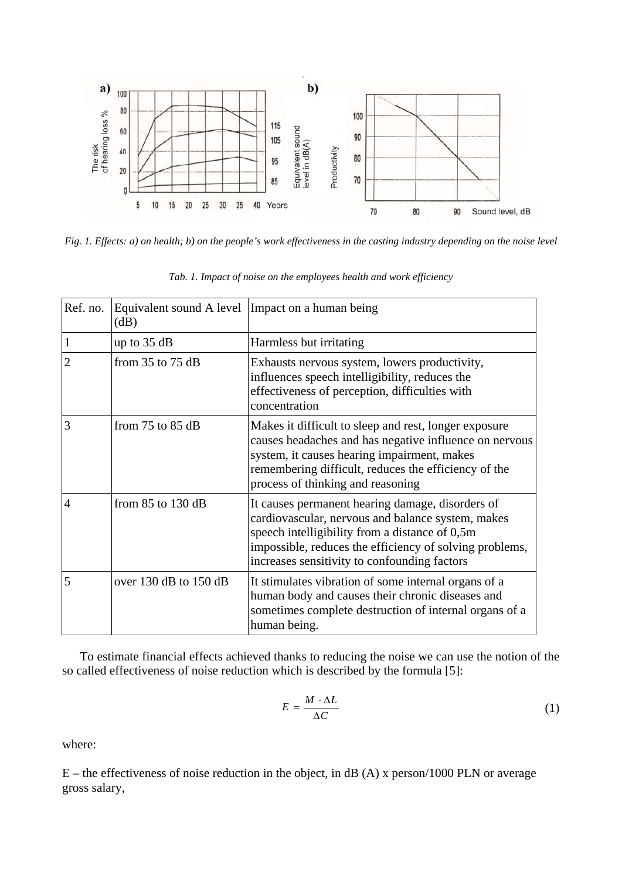*Fig. 1. Effects: a) on health; b) on the people's work effectiveness in the casting industry depending on the noise level*

*Tab. 1. Impact of noise on the employees health and work efficiency*

| Ref. no. | Equivalent sound A level (dB) | Impact on a human being |
|---|---|---|
| 1 | up to 35 dB | Harmless but irritating |
| 2 | from 35 to 75 dB | Exhausts nervous system, lowers productivity, influences speech intelligibility, reduces the effectiveness of perception, difficulties with concentration |
| 3 | from 75 to 85 dB | Makes it difficult to sleep and rest, longer exposure causes headaches and has negative influence on nervous system, it causes hearing impairment, makes remembering difficult, reduces the efficiency of the process of thinking and reasoning |
| 4 | from 85 to 130 dB | It causes permanent hearing damage, disorders of cardiovascular, nervous and balance system, makes speech intelligibility from a distance of 0,5m impossible, reduces the efficiency of solving problems, increases sensitivity to confounding factors |
| 5 | over 130 dB to 150 dB | It stimulates vibration of some internal organs of a human body and causes their chronic diseases and sometimes complete destruction of internal organs of a human being. |

To estimate financial effects achieved thanks to reducing the noise we can use the notion of the so called effectiveness of noise reduction which is described by the formula [5]:

$$E = \frac{M \cdot \Delta L}{\Delta C} \tag{1}$$

where:

E – the effectiveness of noise reduction in the object, in dB (A) x person/1000 PLN or average gross salary,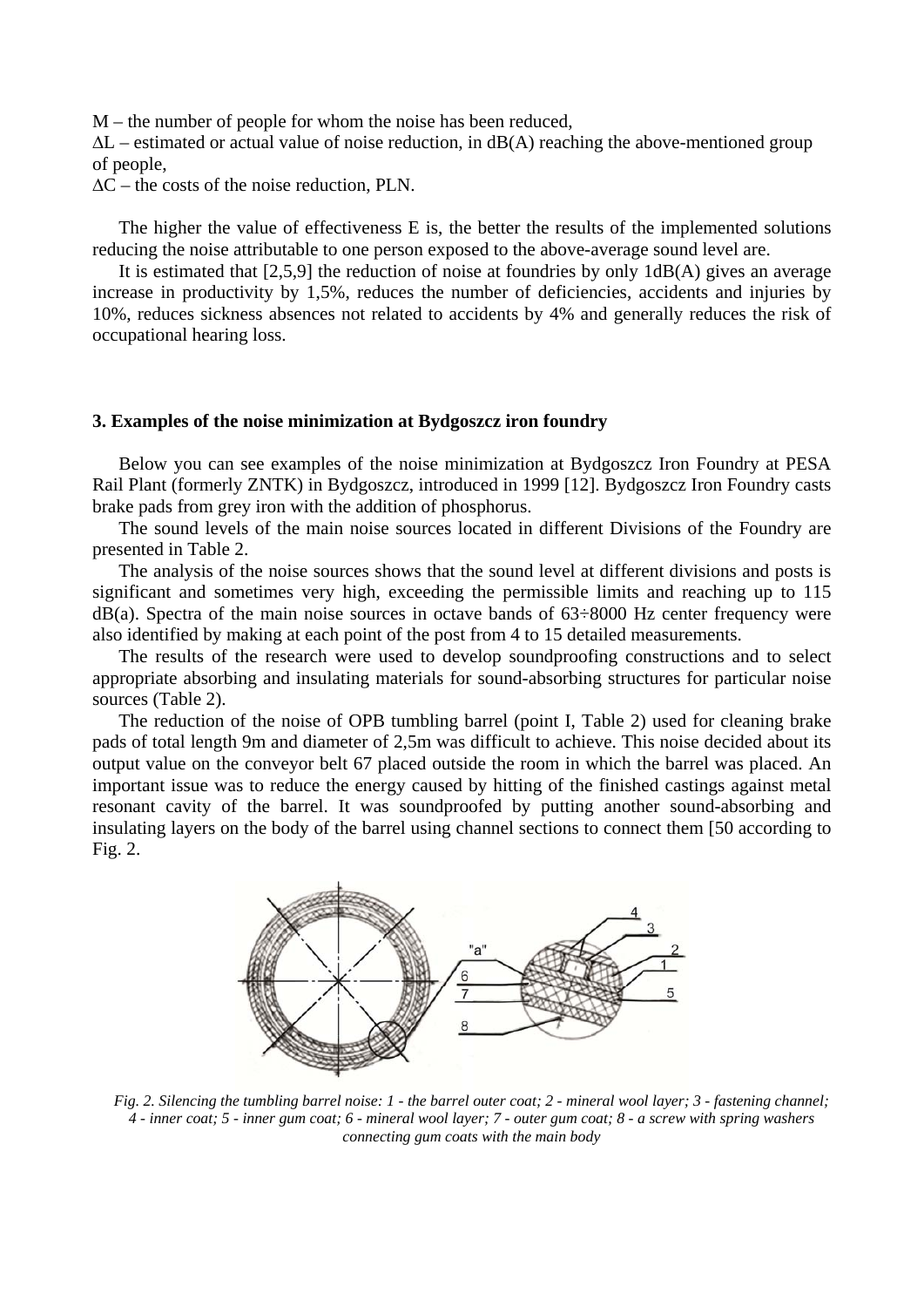M – the number of people for whom the noise has been reduced,
$\Delta L$ – estimated or actual value of noise reduction, in dB(A) reaching the above-mentioned group of people,
$\Delta C$ – the costs of the noise reduction, PLN.

The higher the value of effectiveness E is, the better the results of the implemented solutions reducing the noise attributable to one person exposed to the above-average sound level are.

It is estimated that [2,5,9] the reduction of noise at foundries by only 1dB(A) gives an average increase in productivity by 1,5%, reduces the number of deficiencies, accidents and injuries by 10%, reduces sickness absences not related to accidents by 4% and generally reduces the risk of occupational hearing loss.

### 3. Examples of the noise minimization at Bydgoszcz iron foundry

Below you can see examples of the noise minimization at Bydgoszcz Iron Foundry at PESA Rail Plant (formerly ZNTK) in Bydgoszcz, introduced in 1999 [12]. Bydgoszcz Iron Foundry casts brake pads from grey iron with the addition of phosphorus.

The sound levels of the main noise sources located in different Divisions of the Foundry are presented in Table 2.

The analysis of the noise sources shows that the sound level at different divisions and posts is significant and sometimes very high, exceeding the permissible limits and reaching up to 115 dB(a). Spectra of the main noise sources in octave bands of 63÷8000 Hz center frequency were also identified by making at each point of the post from 4 to 15 detailed measurements.

The results of the research were used to develop soundproofing constructions and to select appropriate absorbing and insulating materials for sound-absorbing structures for particular noise sources (Table 2).

The reduction of the noise of OPB tumbling barrel (point I, Table 2) used for cleaning brake pads of total length 9m and diameter of 2,5m was difficult to achieve. This noise decided about its output value on the conveyor belt 67 placed outside the room in which the barrel was placed. An important issue was to reduce the energy caused by hitting of the finished castings against metal resonant cavity of the barrel. It was soundproofed by putting another sound-absorbing and insulating layers on the body of the barrel using channel sections to connect them [50 according to Fig. 2.

*Fig. 2. Silencing the tumbling barrel noise: 1 - the barrel outer coat; 2 - mineral wool layer; 3 - fastening channel; 4 - inner coat; 5 - inner gum coat; 6 - mineral wool layer; 7 - outer gum coat; 8 - a screw with spring washers connecting gum coats with the main body*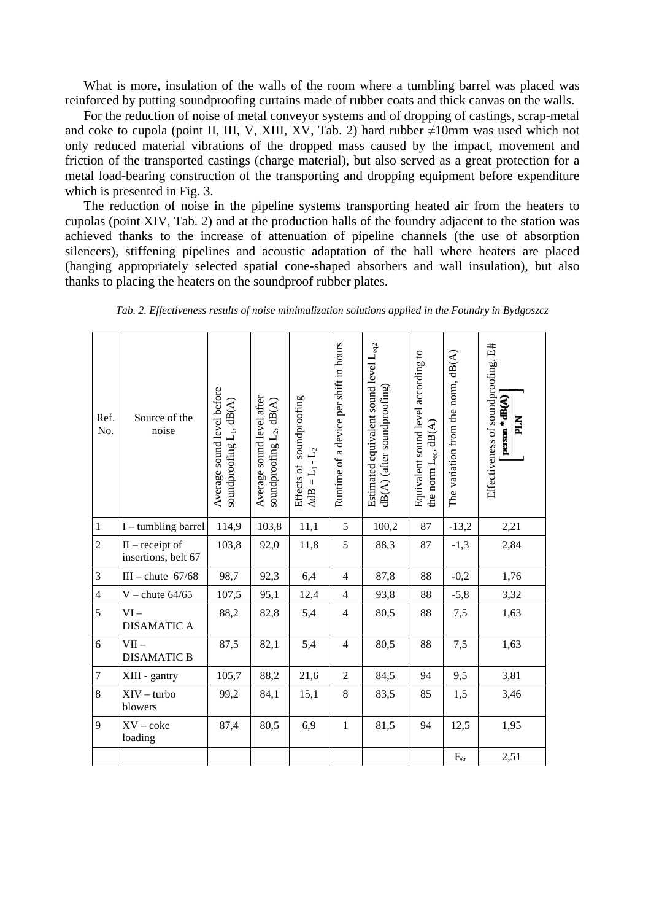What is more, insulation of the walls of the room where a tumbling barrel was placed was reinforced by putting soundproofing curtains made of rubber coats and thick canvas on the walls.

For the reduction of noise of metal conveyor systems and of dropping of castings, scrap-metal and coke to cupola (point II, III, V, XIII, XV, Tab. 2) hard rubber ≠10mm was used which not only reduced material vibrations of the dropped mass caused by the impact, movement and friction of the transported castings (charge material), but also served as a great protection for a metal load-bearing construction of the transporting and dropping equipment before expenditure which is presented in Fig. 3.

The reduction of noise in the pipeline systems transporting heated air from the heaters to cupolas (point XIV, Tab. 2) and at the production halls of the foundry adjacent to the station was achieved thanks to the increase of attenuation of pipeline channels (the use of absorption silencers), stiffening pipelines and acoustic adaptation of the hall where heaters are placed (hanging appropriately selected spatial cone-shaped absorbers and wall insulation), but also thanks to placing the heaters on the soundproof rubber plates.

*Tab. 2. Effectiveness results of noise minimalization solutions applied in the Foundry in Bydgoszcz*

| Ref. No. | Source of the noise | Average sound level before soundproofing $L_1$, dB(A) | Average sound level after soundproofing $L_2$, dB(A) | Effects of soundproofing $\Delta dB = L_1 - L_2$ | Runtime of a device per shift in hours | Estimated equivalent sound level $L_{eq2}$ dB(A) (after soundproofing) | Equivalent sound level according to the norm $L_{eq}$, dB(A) | The variation from the norm, dB(A) | Effectiveness of soundproofing, E# $\left[\frac{person * dB(A)}{PLN}\right]$ |
|---|---|---|---|---|---|---|---|---|---|
| 1 | I – tumbling barrel | 114,9 | 103,8 | 11,1 | 5 | 100,2 | 87 | -13,2 | 2,21 |
| 2 | II – receipt of insertions, belt 67 | 103,8 | 92,0 | 11,8 | 5 | 88,3 | 87 | -1,3 | 2,84 |
| 3 | III – chute 67/68 | 98,7 | 92,3 | 6,4 | 4 | 87,8 | 88 | -0,2 | 1,76 |
| 4 | V – chute 64/65 | 107,5 | 95,1 | 12,4 | 4 | 93,8 | 88 | -5,8 | 3,32 |
| 5 | VI – DISAMATIC A | 88,2 | 82,8 | 5,4 | 4 | 80,5 | 88 | 7,5 | 1,63 |
| 6 | VII – DISAMATIC B | 87,5 | 82,1 | 5,4 | 4 | 80,5 | 88 | 7,5 | 1,63 |
| 7 | XIII - gantry | 105,7 | 88,2 | 21,6 | 2 | 84,5 | 94 | 9,5 | 3,81 |
| 8 | XIV – turbo blowers | 99,2 | 84,1 | 15,1 | 8 | 83,5 | 85 | 1,5 | 3,46 |
| 9 | XV – coke loading | 87,4 | 80,5 | 6,9 | 1 | 81,5 | 94 | 12,5 | 1,95 |
| | | | | | | | | $E_{śr}$ | 2,51 |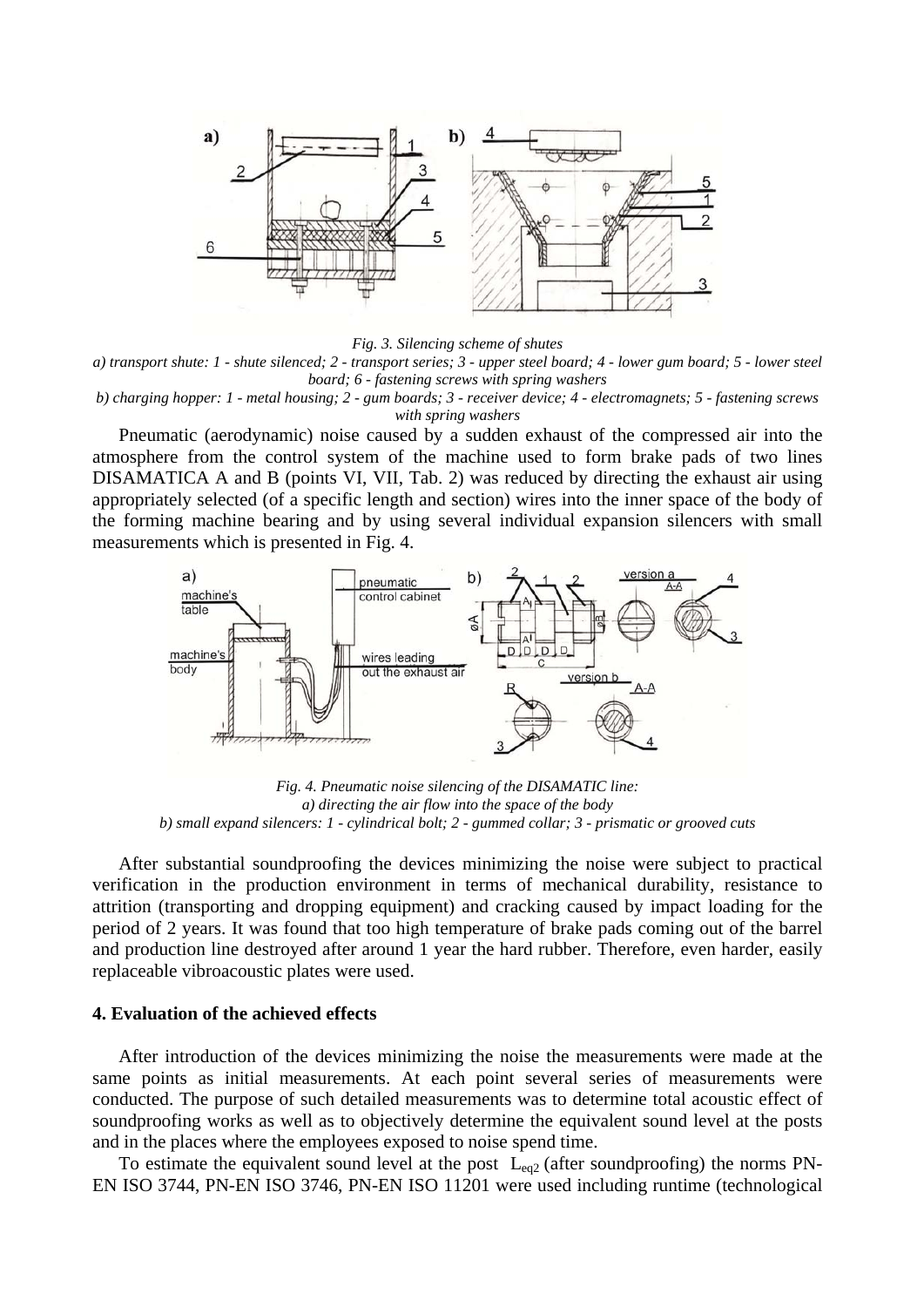*Fig. 3. Silencing scheme of shutes*

*a) transport shute: 1 - shute silenced; 2 - transport series; 3 - upper steel board; 4 - lower gum board; 5 - lower steel board; 6 - fastening screws with spring washers*

*b) charging hopper: 1 - metal housing; 2 - gum boards; 3 - receiver device; 4 - electromagnets; 5 - fastening screws with spring washers*

Pneumatic (aerodynamic) noise caused by a sudden exhaust of the compressed air into the atmosphere from the control system of the machine used to form brake pads of two lines DISAMATICA A and B (points VI, VII, Tab. 2) was reduced by directing the exhaust air using appropriately selected (of a specific length and section) wires into the inner space of the body of the forming machine bearing and by using several individual expansion silencers with small measurements which is presented in Fig. 4.

*Fig. 4. Pneumatic noise silencing of the DISAMATIC line:*
*a) directing the air flow into the space of the body*
*b) small expand silencers: 1 - cylindrical bolt; 2 - gummed collar; 3 - prismatic or grooved cuts*

After substantial soundproofing the devices minimizing the noise were subject to practical verification in the production environment in terms of mechanical durability, resistance to attrition (transporting and dropping equipment) and cracking caused by impact loading for the period of 2 years. It was found that too high temperature of brake pads coming out of the barrel and production line destroyed after around 1 year the hard rubber. Therefore, even harder, easily replaceable vibroacoustic plates were used.

## 4. Evaluation of the achieved effects

After introduction of the devices minimizing the noise the measurements were made at the same points as initial measurements. At each point several series of measurements were conducted. The purpose of such detailed measurements was to determine total acoustic effect of soundproofing works as well as to objectively determine the equivalent sound level at the posts and in the places where the employees exposed to noise spend time.

To estimate the equivalent sound level at the post $L_{eq2}$ (after soundproofing) the norms PN-EN ISO 3744, PN-EN ISO 3746, PN-EN ISO 11201 were used including runtime (technological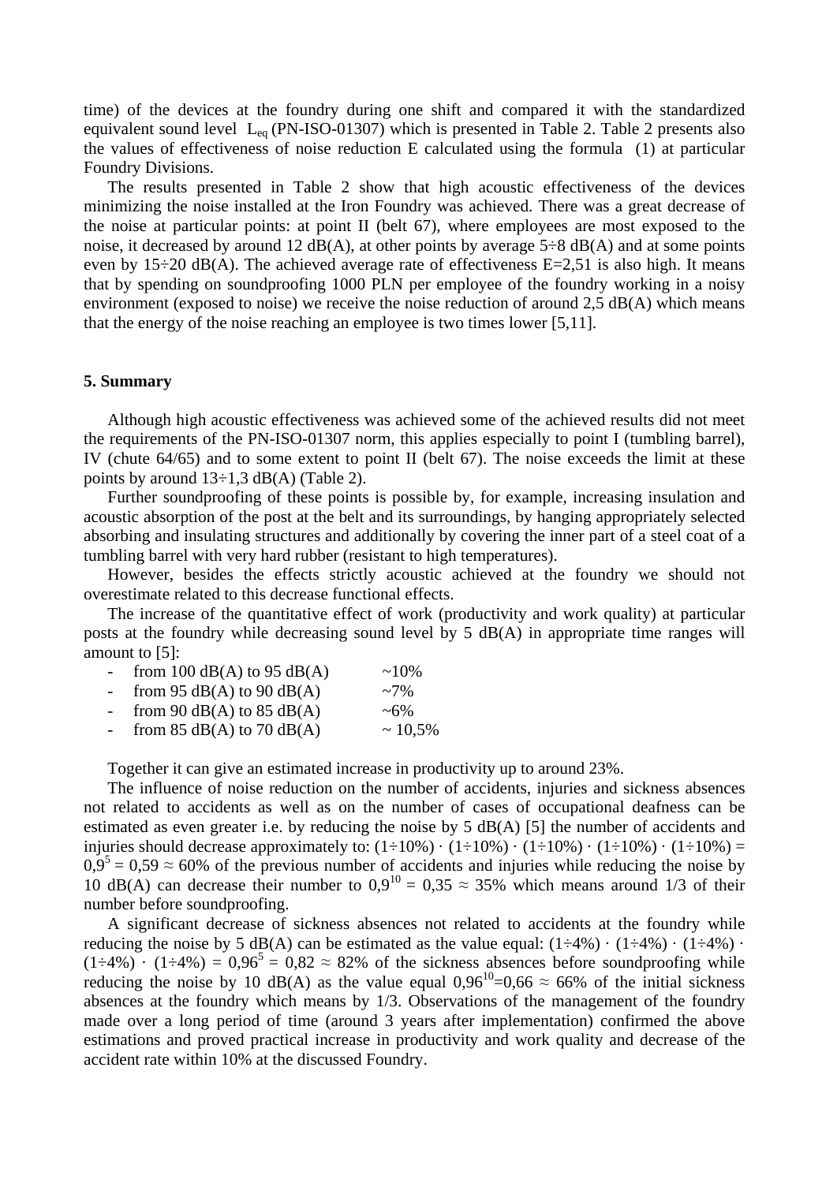time) of the devices at the foundry during one shift and compared it with the standardized equivalent sound level $L_{eq}$ (PN-ISO-01307) which is presented in Table 2. Table 2 presents also the values of effectiveness of noise reduction E calculated using the formula (1) at particular Foundry Divisions.

The results presented in Table 2 show that high acoustic effectiveness of the devices minimizing the noise installed at the Iron Foundry was achieved. There was a great decrease of the noise at particular points: at point II (belt 67), where employees are most exposed to the noise, it decreased by around 12 dB(A), at other points by average 5÷8 dB(A) and at some points even by 15÷20 dB(A). The achieved average rate of effectiveness E=2,51 is also high. It means that by spending on soundproofing 1000 PLN per employee of the foundry working in a noisy environment (exposed to noise) we receive the noise reduction of around 2,5 dB(A) which means that the energy of the noise reaching an employee is two times lower [5,11].

## 5. Summary

Although high acoustic effectiveness was achieved some of the achieved results did not meet the requirements of the PN-ISO-01307 norm, this applies especially to point I (tumbling barrel), IV (chute 64/65) and to some extent to point II (belt 67). The noise exceeds the limit at these points by around 13÷1,3 dB(A) (Table 2).

Further soundproofing of these points is possible by, for example, increasing insulation and acoustic absorption of the post at the belt and its surroundings, by hanging appropriately selected absorbing and insulating structures and additionally by covering the inner part of a steel coat of a tumbling barrel with very hard rubber (resistant to high temperatures).

However, besides the effects strictly acoustic achieved at the foundry we should not overestimate related to this decrease functional effects.

The increase of the quantitative effect of work (productivity and work quality) at particular posts at the foundry while decreasing sound level by 5 dB(A) in appropriate time ranges will amount to [5]:

- from 100 dB(A) to 95 dB(A) ~10%
- from 95 dB(A) to 90 dB(A) ~7%
- from 90 dB(A) to 85 dB(A) ~6%
- from 85 dB(A) to 70 dB(A) ~ 10,5%

Together it can give an estimated increase in productivity up to around 23%.

The influence of noise reduction on the number of accidents, injuries and sickness absences not related to accidents as well as on the number of cases of occupational deafness can be estimated as even greater i.e. by reducing the noise by 5 dB(A) [5] the number of accidents and injuries should decrease approximately to: (1÷10%) · (1÷10%) · (1÷10%) · (1÷10%) · (1÷10%) = $0{,}9^5 = 0{,}59 \approx 60\%$ of the previous number of accidents and injuries while reducing the noise by 10 dB(A) can decrease their number to $0{,}9^{10} = 0{,}35 \approx 35\%$ which means around 1/3 of their number before soundproofing.

A significant decrease of sickness absences not related to accidents at the foundry while reducing the noise by 5 dB(A) can be estimated as the value equal: (1÷4%) · (1÷4%) · (1÷4%) · (1÷4%) · (1÷4%) = $0{,}96^5 = 0{,}82 \approx 82\%$ of the sickness absences before soundproofing while reducing the noise by 10 dB(A) as the value equal $0{,}96^{10}=0{,}66 \approx 66\%$ of the initial sickness absences at the foundry which means by 1/3. Observations of the management of the foundry made over a long period of time (around 3 years after implementation) confirmed the above estimations and proved practical increase in productivity and work quality and decrease of the accident rate within 10% at the discussed Foundry.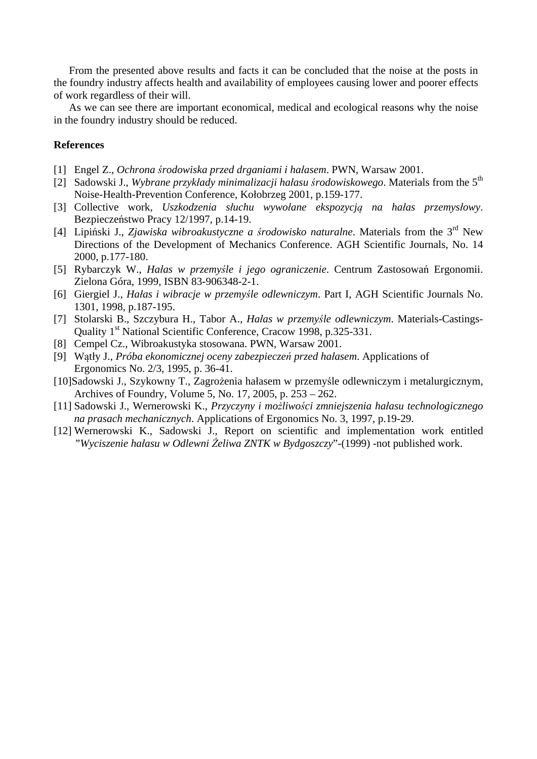From the presented above results and facts it can be concluded that the noise at the posts in the foundry industry affects health and availability of employees causing lower and poorer effects of work regardless of their will.

As we can see there are important economical, medical and ecological reasons why the noise in the foundry industry should be reduced.

**References**

[1] Engel Z., *Ochrona środowiska przed drganiami i hałasem*. PWN, Warsaw 2001.

[2] Sadowski J., *Wybrane przykłady minimalizacji hałasu środowiskowego*. Materials from the 5th Noise-Health-Prevention Conference, Kołobrzeg 2001, p.159-177.

[3] Collective work, *Uszkodzenia słuchu wywołane ekspozycją na hałas przemysłowy*. Bezpieczeństwo Pracy 12/1997, p.14-19.

[4] Lipiński J., *Zjawiska wibroakustyczne a środowisko naturalne*. Materials from the 3rd New Directions of the Development of Mechanics Conference. AGH Scientific Journals, No. 14 2000, p.177-180.

[5] Rybarczyk W., *Hałas w przemyśle i jego ograniczenie*. Centrum Zastosowań Ergonomii. Zielona Góra, 1999, ISBN 83-906348-2-1.

[6] Giergiel J., *Hałas i wibracje w przemyśle odlewniczym*. Part I, AGH Scientific Journals No. 1301, 1998, p.187-195.

[7] Stolarski B., Szczybura H., Tabor A., *Hałas w przemyśle odlewniczym*. Materials-Castings-Quality 1st National Scientific Conference, Cracow 1998, p.325-331.

[8] Cempel Cz., Wibroakustyka stosowana. PWN, Warsaw 2001.

[9] Wątły J., *Próba ekonomicznej oceny zabezpieczeń przed hałasem*. Applications of Ergonomics No. 2/3, 1995, p. 36-41.

[10] Sadowski J., Szykowny T., Zagrożenia hałasem w przemyśle odlewniczym i metalurgicznym, Archives of Foundry, Volume 5, No. 17, 2005, p. 253 – 262.

[11] Sadowski J., Wernerowski K., *Przyczyny i możliwości zmniejszenia hałasu technologicznego na prasach mechanicznych*. Applications of Ergonomics No. 3, 1997, p.19-29.

[12] Wernerowski K., Sadowski J., Report on scientific and implementation work entitled *"Wyciszenie hałasu w Odlewni Żeliwa ZNTK w Bydgoszczy"*-(1999) -not published work.